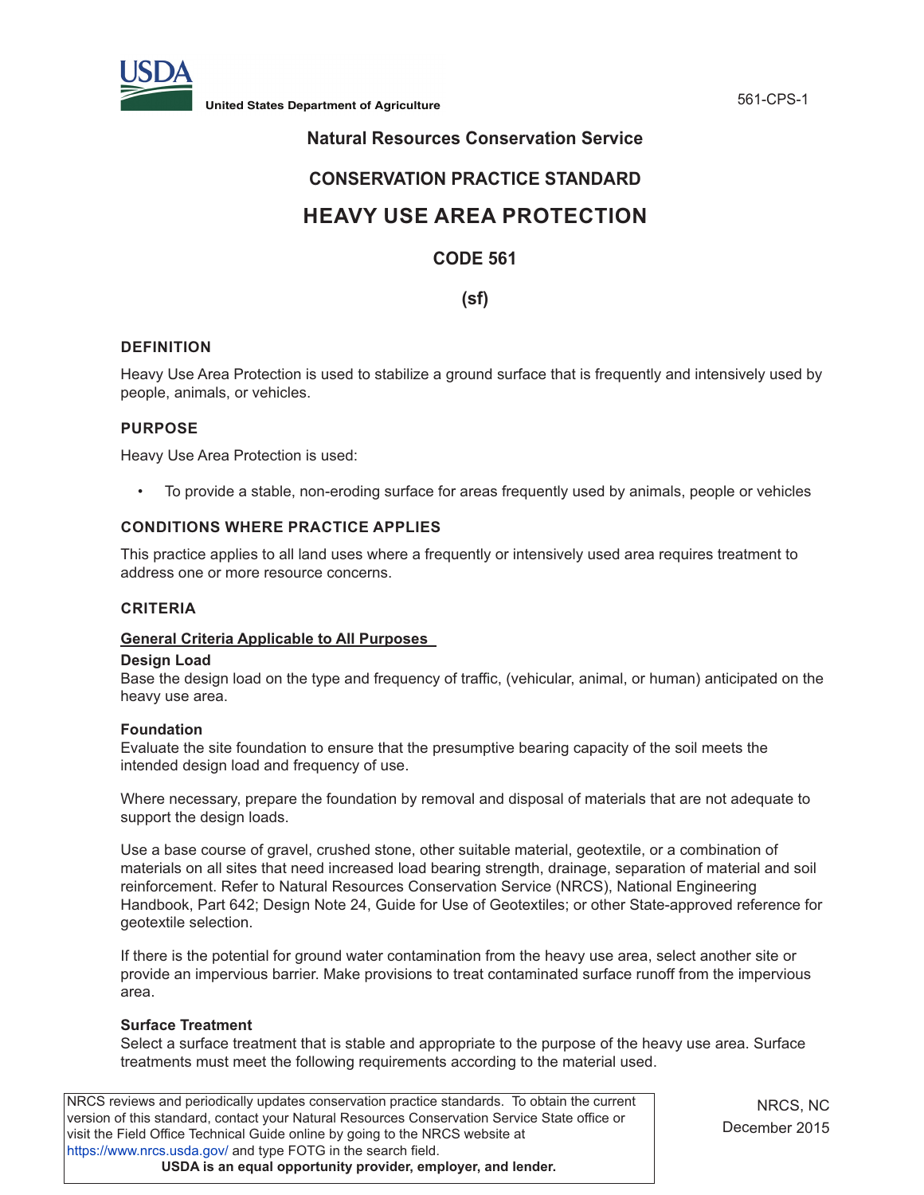United States Department of Agriculture

Natural Resources Conservation Service

# CONSERVATION PRACTICE STANDARD

# HEAVY USE AREA PROTECTION

## CODE 561

## (sf)

### DEFINITION

Heavy Use Area Protection is used to stabilize a ground surface that is frequently and intensively used by people, animals, or vehicles.

### PURPOSE

Heavy Use Area Protection is used:

- To provide a stable, non-eroding surface for areas frequently used by animals, people or vehicles

### CONDITIONS WHERE PRACTICE APPLIES

This practice applies to all land uses where a frequently or intensively used area requires treatment to address one or more resource concerns.

### CRITERIA

**General Criteria Applicable to All Purposes**

**Design Load**

Base the design load on the type and frequency of traffic, (vehicular, animal, or human) anticipated on the heavy use area.

**Foundation**

Evaluate the site foundation to ensure that the presumptive bearing capacity of the soil meets the intended design load and frequency of use.

Where necessary, prepare the foundation by removal and disposal of materials that are not adequate to support the design loads.

Use a base course of gravel, crushed stone, other suitable material, geotextile, or a combination of materials on all sites that need increased load bearing strength, drainage, separation of material and soil reinforcement. Refer to Natural Resources Conservation Service (NRCS), National Engineering Handbook, Part 642; Design Note 24, Guide for Use of Geotextiles; or other State-approved reference for geotextile selection.

If there is the potential for ground water contamination from the heavy use area, select another site or provide an impervious barrier. Make provisions to treat contaminated surface runoff from the impervious area.

**Surface Treatment**

Select a surface treatment that is stable and appropriate to the purpose of the heavy use area. Surface treatments must meet the following requirements according to the material used.

NRCS reviews and periodically updates conservation practice standards. To obtain the current version of this standard, contact your Natural Resources Conservation Service State office or visit the Field Office Technical Guide online by going to the NRCS website at https://www.nrcs.usda.gov/ and type FOTG in the search field.

**USDA is an equal opportunity provider, employer, and lender.**

NRCS, NC
December 2015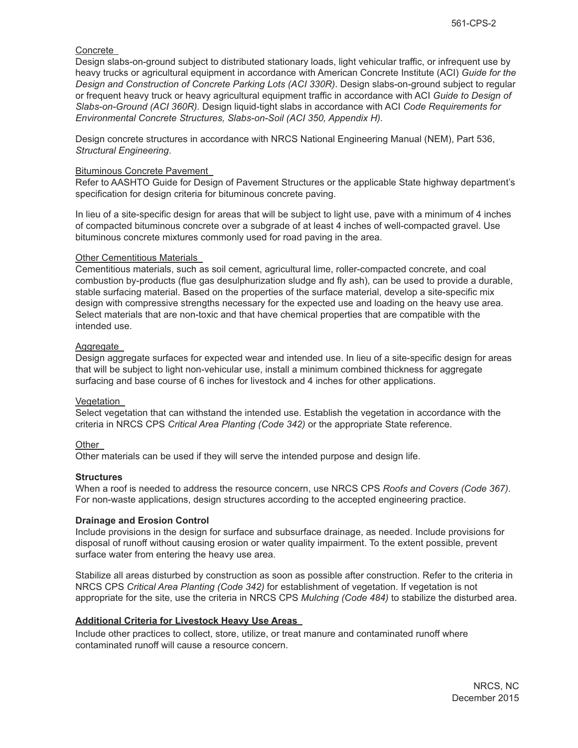Concrete

Design slabs-on-ground subject to distributed stationary loads, light vehicular traffic, or infrequent use by heavy trucks or agricultural equipment in accordance with American Concrete Institute (ACI) *Guide for the Design and Construction of Concrete Parking Lots (ACI 330R)*. Design slabs-on-ground subject to regular or frequent heavy truck or heavy agricultural equipment traffic in accordance with ACI *Guide to Design of Slabs-on-Ground (ACI 360R).* Design liquid-tight slabs in accordance with ACI *Code Requirements for Environmental Concrete Structures, Slabs-on-Soil (ACI 350, Appendix H)*.

Design concrete structures in accordance with NRCS National Engineering Manual (NEM), Part 536, *Structural Engineering*.

Bituminous Concrete Pavement

Refer to AASHTO Guide for Design of Pavement Structures or the applicable State highway department's specification for design criteria for bituminous concrete paving.

In lieu of a site-specific design for areas that will be subject to light use, pave with a minimum of 4 inches of compacted bituminous concrete over a subgrade of at least 4 inches of well-compacted gravel. Use bituminous concrete mixtures commonly used for road paving in the area.

Other Cementitious Materials

Cementitious materials, such as soil cement, agricultural lime, roller-compacted concrete, and coal combustion by-products (flue gas desulphurization sludge and fly ash), can be used to provide a durable, stable surfacing material. Based on the properties of the surface material, develop a site-specific mix design with compressive strengths necessary for the expected use and loading on the heavy use area. Select materials that are non-toxic and that have chemical properties that are compatible with the intended use.

Aggregate

Design aggregate surfaces for expected wear and intended use. In lieu of a site-specific design for areas that will be subject to light non-vehicular use, install a minimum combined thickness for aggregate surfacing and base course of 6 inches for livestock and 4 inches for other applications.

Vegetation

Select vegetation that can withstand the intended use. Establish the vegetation in accordance with the criteria in NRCS CPS *Critical Area Planting (Code 342)* or the appropriate State reference.

Other

Other materials can be used if they will serve the intended purpose and design life.

**Structures**

When a roof is needed to address the resource concern, use NRCS CPS *Roofs and Covers (Code 367)*. For non-waste applications, design structures according to the accepted engineering practice.

**Drainage and Erosion Control**

Include provisions in the design for surface and subsurface drainage, as needed. Include provisions for disposal of runoff without causing erosion or water quality impairment. To the extent possible, prevent surface water from entering the heavy use area.

Stabilize all areas disturbed by construction as soon as possible after construction. Refer to the criteria in NRCS CPS *Critical Area Planting (Code 342)* for establishment of vegetation. If vegetation is not appropriate for the site, use the criteria in NRCS CPS *Mulching (Code 484)* to stabilize the disturbed area.

## Additional Criteria for Livestock Heavy Use Areas

Include other practices to collect, store, utilize, or treat manure and contaminated runoff where contaminated runoff will cause a resource concern.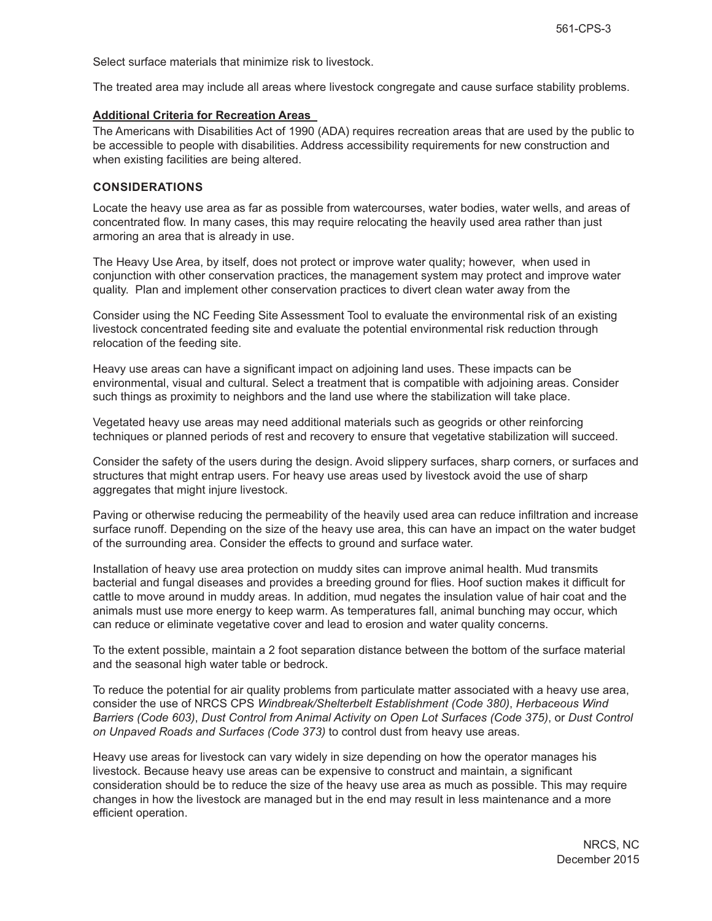Select surface materials that minimize risk to livestock.

The treated area may include all areas where livestock congregate and cause surface stability problems.

**Additional Criteria for Recreation Areas**

The Americans with Disabilities Act of 1990 (ADA) requires recreation areas that are used by the public to be accessible to people with disabilities. Address accessibility requirements for new construction and when existing facilities are being altered.

## CONSIDERATIONS

Locate the heavy use area as far as possible from watercourses, water bodies, water wells, and areas of concentrated flow. In many cases, this may require relocating the heavily used area rather than just armoring an area that is already in use.

The Heavy Use Area, by itself, does not protect or improve water quality; however, when used in conjunction with other conservation practices, the management system may protect and improve water quality. Plan and implement other conservation practices to divert clean water away from the

Consider using the NC Feeding Site Assessment Tool to evaluate the environmental risk of an existing livestock concentrated feeding site and evaluate the potential environmental risk reduction through relocation of the feeding site.

Heavy use areas can have a significant impact on adjoining land uses. These impacts can be environmental, visual and cultural. Select a treatment that is compatible with adjoining areas. Consider such things as proximity to neighbors and the land use where the stabilization will take place.

Vegetated heavy use areas may need additional materials such as geogrids or other reinforcing techniques or planned periods of rest and recovery to ensure that vegetative stabilization will succeed.

Consider the safety of the users during the design. Avoid slippery surfaces, sharp corners, or surfaces and structures that might entrap users. For heavy use areas used by livestock avoid the use of sharp aggregates that might injure livestock.

Paving or otherwise reducing the permeability of the heavily used area can reduce infiltration and increase surface runoff. Depending on the size of the heavy use area, this can have an impact on the water budget of the surrounding area. Consider the effects to ground and surface water.

Installation of heavy use area protection on muddy sites can improve animal health. Mud transmits bacterial and fungal diseases and provides a breeding ground for flies. Hoof suction makes it difficult for cattle to move around in muddy areas. In addition, mud negates the insulation value of hair coat and the animals must use more energy to keep warm. As temperatures fall, animal bunching may occur, which can reduce or eliminate vegetative cover and lead to erosion and water quality concerns.

To the extent possible, maintain a 2 foot separation distance between the bottom of the surface material and the seasonal high water table or bedrock.

To reduce the potential for air quality problems from particulate matter associated with a heavy use area, consider the use of NRCS CPS *Windbreak/Shelterbelt Establishment (Code 380)*, *Herbaceous Wind Barriers (Code 603)*, *Dust Control from Animal Activity on Open Lot Surfaces (Code 375)*, or *Dust Control on Unpaved Roads and Surfaces (Code 373)* to control dust from heavy use areas.

Heavy use areas for livestock can vary widely in size depending on how the operator manages his livestock. Because heavy use areas can be expensive to construct and maintain, a significant consideration should be to reduce the size of the heavy use area as much as possible. This may require changes in how the livestock are managed but in the end may result in less maintenance and a more efficient operation.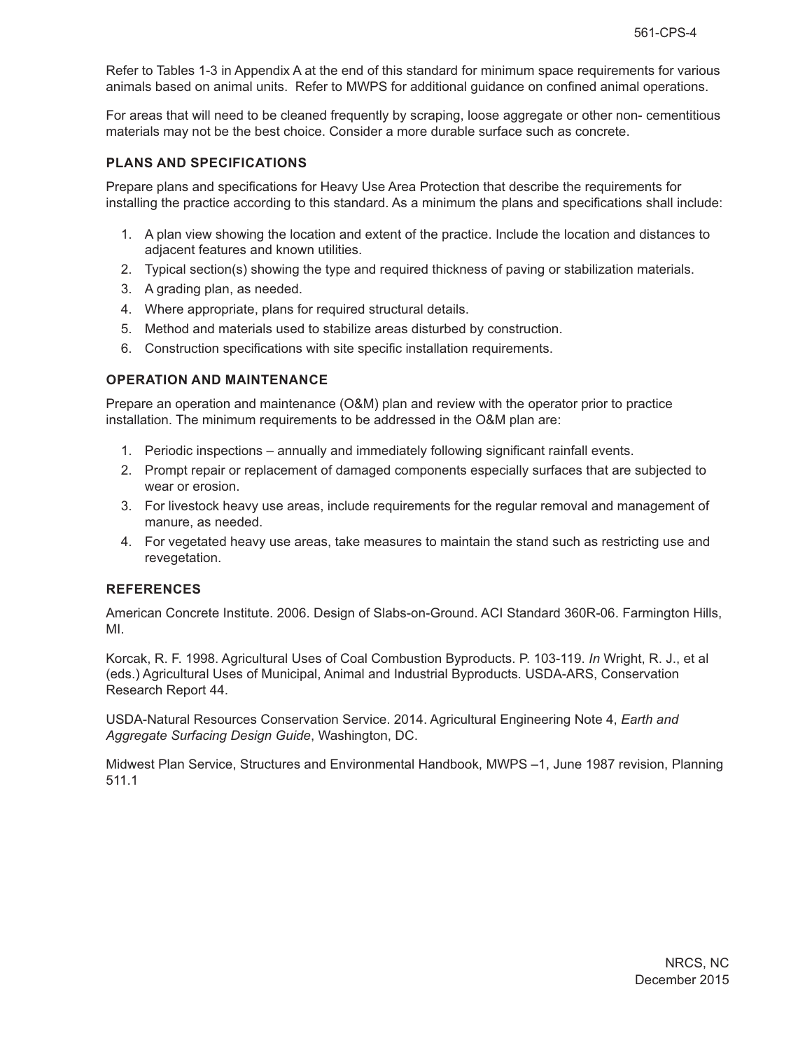Refer to Tables 1-3 in Appendix A at the end of this standard for minimum space requirements for various animals based on animal units. Refer to MWPS for additional guidance on confined animal operations.

For areas that will need to be cleaned frequently by scraping, loose aggregate or other non- cementitious materials may not be the best choice. Consider a more durable surface such as concrete.

## PLANS AND SPECIFICATIONS

Prepare plans and specifications for Heavy Use Area Protection that describe the requirements for installing the practice according to this standard. As a minimum the plans and specifications shall include:

1. A plan view showing the location and extent of the practice. Include the location and distances to adjacent features and known utilities.
2. Typical section(s) showing the type and required thickness of paving or stabilization materials.
3. A grading plan, as needed.
4. Where appropriate, plans for required structural details.
5. Method and materials used to stabilize areas disturbed by construction.
6. Construction specifications with site specific installation requirements.

## OPERATION AND MAINTENANCE

Prepare an operation and maintenance (O&M) plan and review with the operator prior to practice installation. The minimum requirements to be addressed in the O&M plan are:

1. Periodic inspections – annually and immediately following significant rainfall events.
2. Prompt repair or replacement of damaged components especially surfaces that are subjected to wear or erosion.
3. For livestock heavy use areas, include requirements for the regular removal and management of manure, as needed.
4. For vegetated heavy use areas, take measures to maintain the stand such as restricting use and revegetation.

## REFERENCES

American Concrete Institute. 2006. Design of Slabs-on-Ground. ACI Standard 360R-06. Farmington Hills, MI.

Korcak, R. F. 1998. Agricultural Uses of Coal Combustion Byproducts. P. 103-119. *In* Wright, R. J., et al (eds.) Agricultural Uses of Municipal, Animal and Industrial Byproducts. USDA-ARS, Conservation Research Report 44.

USDA-Natural Resources Conservation Service. 2014. Agricultural Engineering Note 4, *Earth and Aggregate Surfacing Design Guide*, Washington, DC.

Midwest Plan Service, Structures and Environmental Handbook, MWPS –1, June 1987 revision, Planning 511.1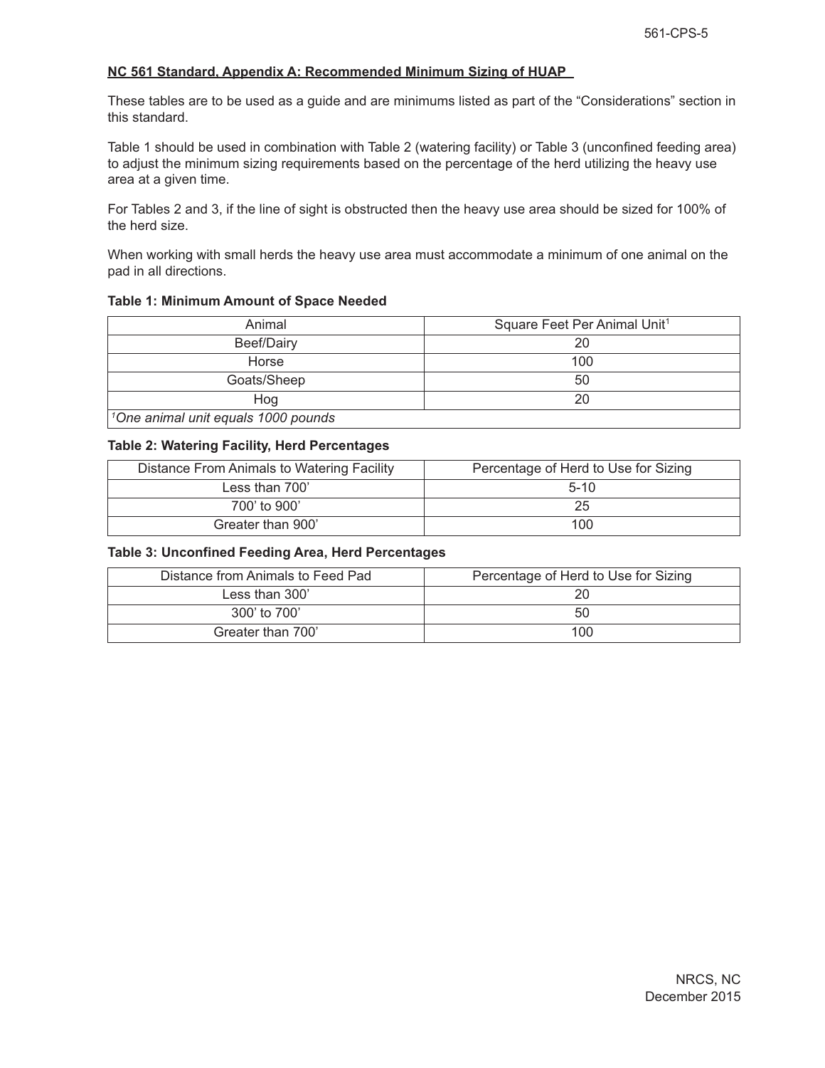**NC 561 Standard, Appendix A: Recommended Minimum Sizing of HUAP**

These tables are to be used as a guide and are minimums listed as part of the "Considerations" section in this standard.

Table 1 should be used in combination with Table 2 (watering facility) or Table 3 (unconfined feeding area) to adjust the minimum sizing requirements based on the percentage of the herd utilizing the heavy use area at a given time.

For Tables 2 and 3, if the line of sight is obstructed then the heavy use area should be sized for 100% of the herd size.

When working with small herds the heavy use area must accommodate a minimum of one animal on the pad in all directions.

**Table 1: Minimum Amount of Space Needed**

| Animal | Square Feet Per Animal Unit[1] |
|---|---|
| Beef/Dairy | 20 |
| Horse | 100 |
| Goats/Sheep | 50 |
| Hog | 20 |
| *[1]One animal unit equals 1000 pounds* | |

**Table 2: Watering Facility, Herd Percentages**

| Distance From Animals to Watering Facility | Percentage of Herd to Use for Sizing |
|---|---|
| Less than 700' | 5-10 |
| 700' to 900' | 25 |
| Greater than 900' | 100 |

**Table 3: Unconfined Feeding Area, Herd Percentages**

| Distance from Animals to Feed Pad | Percentage of Herd to Use for Sizing |
|---|---|
| Less than 300' | 20 |
| 300' to 700' | 50 |
| Greater than 700' | 100 |